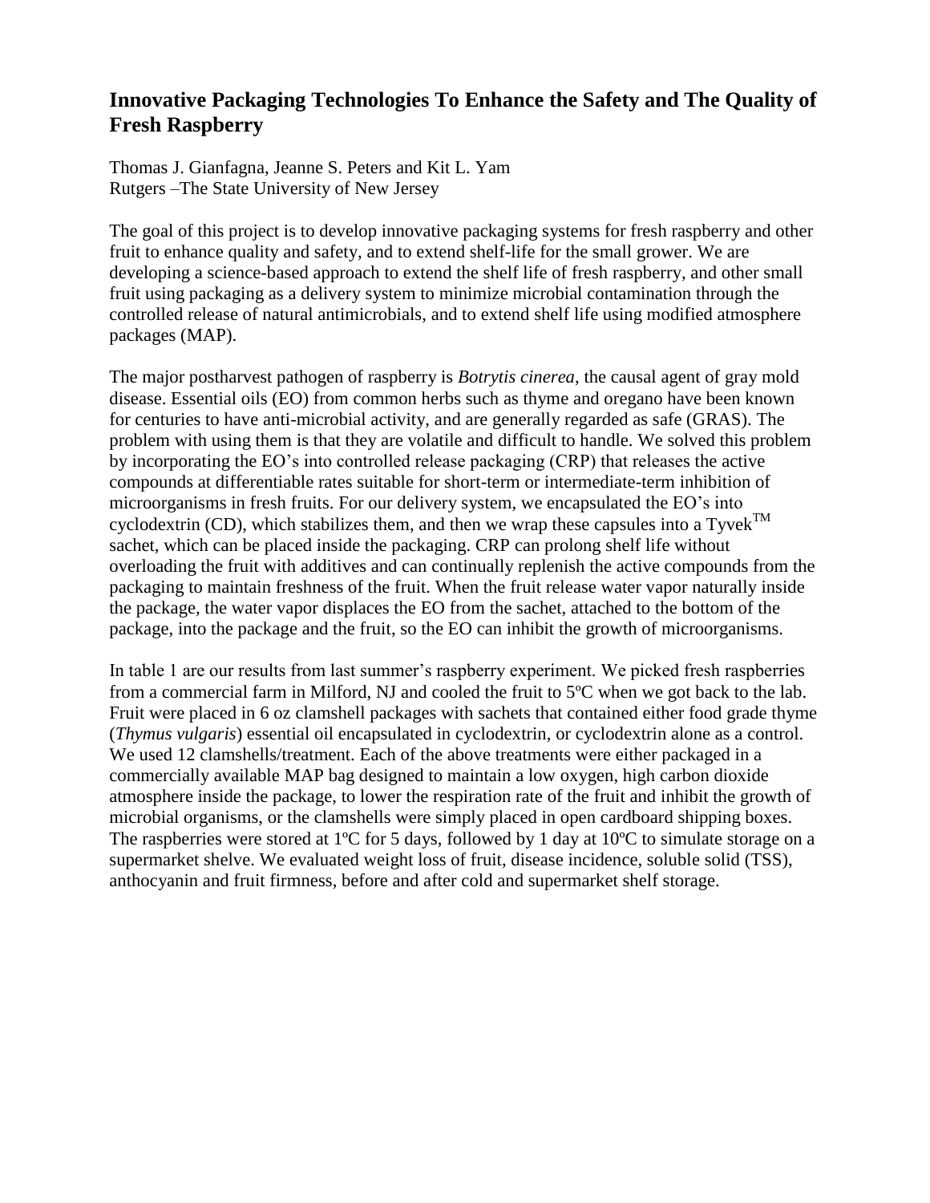# Innovative Packaging Technologies To Enhance the Safety and The Quality of Fresh Raspberry

Thomas J. Gianfagna, Jeanne S. Peters and Kit L. Yam
Rutgers –The State University of New Jersey

The goal of this project is to develop innovative packaging systems for fresh raspberry and other fruit to enhance quality and safety, and to extend shelf-life for the small grower. We are developing a science-based approach to extend the shelf life of fresh raspberry, and other small fruit using packaging as a delivery system to minimize microbial contamination through the controlled release of natural antimicrobials, and to extend shelf life using modified atmosphere packages (MAP).

The major postharvest pathogen of raspberry is *Botrytis cinerea*, the causal agent of gray mold disease. Essential oils (EO) from common herbs such as thyme and oregano have been known for centuries to have anti-microbial activity, and are generally regarded as safe (GRAS). The problem with using them is that they are volatile and difficult to handle. We solved this problem by incorporating the EO's into controlled release packaging (CRP) that releases the active compounds at differentiable rates suitable for short-term or intermediate-term inhibition of microorganisms in fresh fruits. For our delivery system, we encapsulated the EO's into cyclodextrin (CD), which stabilizes them, and then we wrap these capsules into a Tyvek™ sachet, which can be placed inside the packaging. CRP can prolong shelf life without overloading the fruit with additives and can continually replenish the active compounds from the packaging to maintain freshness of the fruit. When the fruit release water vapor naturally inside the package, the water vapor displaces the EO from the sachet, attached to the bottom of the package, into the package and the fruit, so the EO can inhibit the growth of microorganisms.

In table 1 are our results from last summer's raspberry experiment. We picked fresh raspberries from a commercial farm in Milford, NJ and cooled the fruit to 5ºC when we got back to the lab. Fruit were placed in 6 oz clamshell packages with sachets that contained either food grade thyme (*Thymus vulgaris*) essential oil encapsulated in cyclodextrin, or cyclodextrin alone as a control. We used 12 clamshells/treatment. Each of the above treatments were either packaged in a commercially available MAP bag designed to maintain a low oxygen, high carbon dioxide atmosphere inside the package, to lower the respiration rate of the fruit and inhibit the growth of microbial organisms, or the clamshells were simply placed in open cardboard shipping boxes. The raspberries were stored at 1ºC for 5 days, followed by 1 day at 10ºC to simulate storage on a supermarket shelve. We evaluated weight loss of fruit, disease incidence, soluble solid (TSS), anthocyanin and fruit firmness, before and after cold and supermarket shelf storage.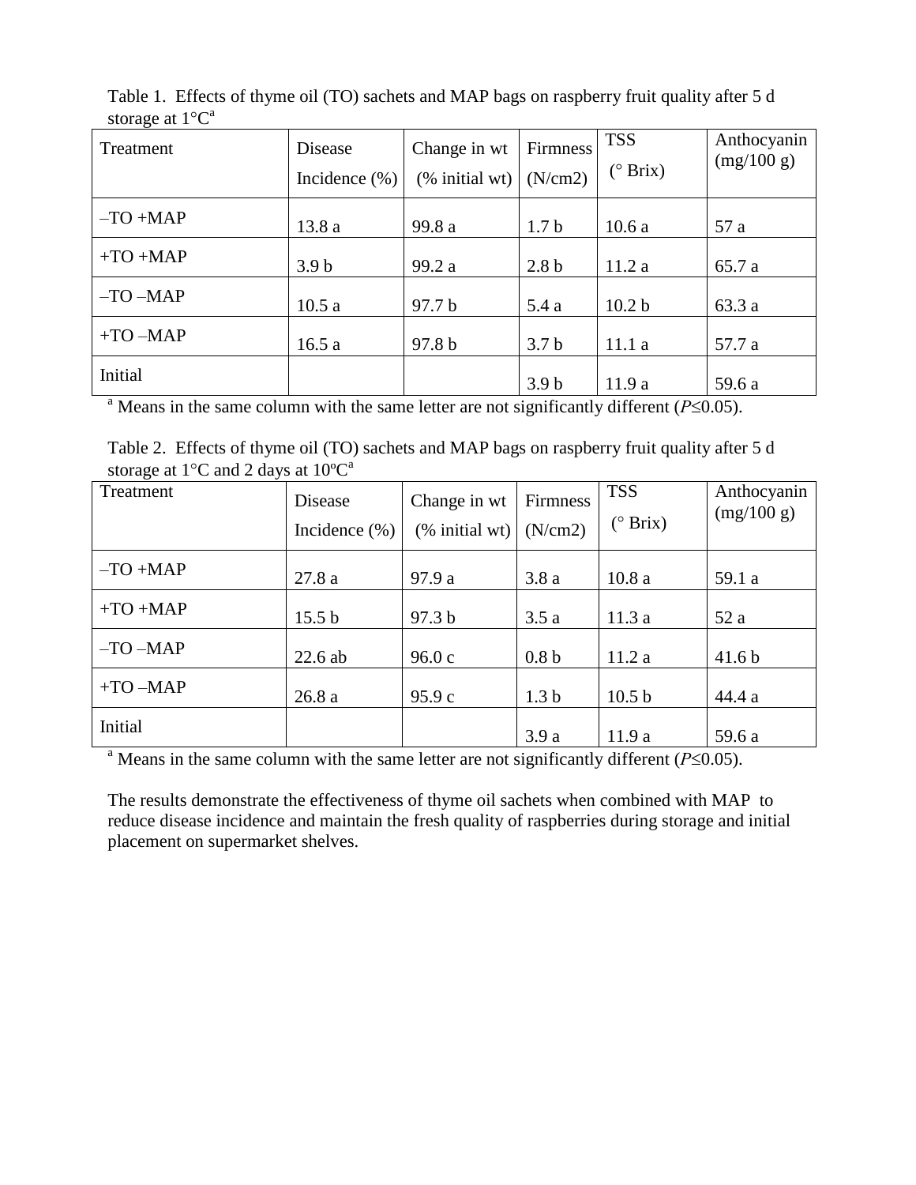Table 1. Effects of thyme oil (TO) sachets and MAP bags on raspberry fruit quality after 5 d storage at 1°C[a]

| Treatment | Disease Incidence (%) | Change in wt (% initial wt) | Firmness (N/cm2) | TSS (° Brix) | Anthocyanin (mg/100 g) |
|---|---|---|---|---|---|
| –TO +MAP | 13.8 a | 99.8 a | 1.7 b | 10.6 a | 57 a |
| +TO +MAP | 3.9 b | 99.2 a | 2.8 b | 11.2 a | 65.7 a |
| –TO –MAP | 10.5 a | 97.7 b | 5.4 a | 10.2 b | 63.3 a |
| +TO –MAP | 16.5 a | 97.8 b | 3.7 b | 11.1 a | 57.7 a |
| Initial | | | 3.9 b | 11.9 a | 59.6 a |

[a] Means in the same column with the same letter are not significantly different (*P*≤0.05).

Table 2. Effects of thyme oil (TO) sachets and MAP bags on raspberry fruit quality after 5 d storage at 1°C and 2 days at 10ºC[a]

| Treatment | Disease Incidence (%) | Change in wt (% initial wt) | Firmness (N/cm2) | TSS (° Brix) | Anthocyanin (mg/100 g) |
|---|---|---|---|---|---|
| –TO +MAP | 27.8 a | 97.9 a | 3.8 a | 10.8 a | 59.1 a |
| +TO +MAP | 15.5 b | 97.3 b | 3.5 a | 11.3 a | 52 a |
| –TO –MAP | 22.6 ab | 96.0 c | 0.8 b | 11.2 a | 41.6 b |
| +TO –MAP | 26.8 a | 95.9 c | 1.3 b | 10.5 b | 44.4 a |
| Initial | | | 3.9 a | 11.9 a | 59.6 a |

[a] Means in the same column with the same letter are not significantly different (*P*≤0.05).

The results demonstrate the effectiveness of thyme oil sachets when combined with MAP to reduce disease incidence and maintain the fresh quality of raspberries during storage and initial placement on supermarket shelves.